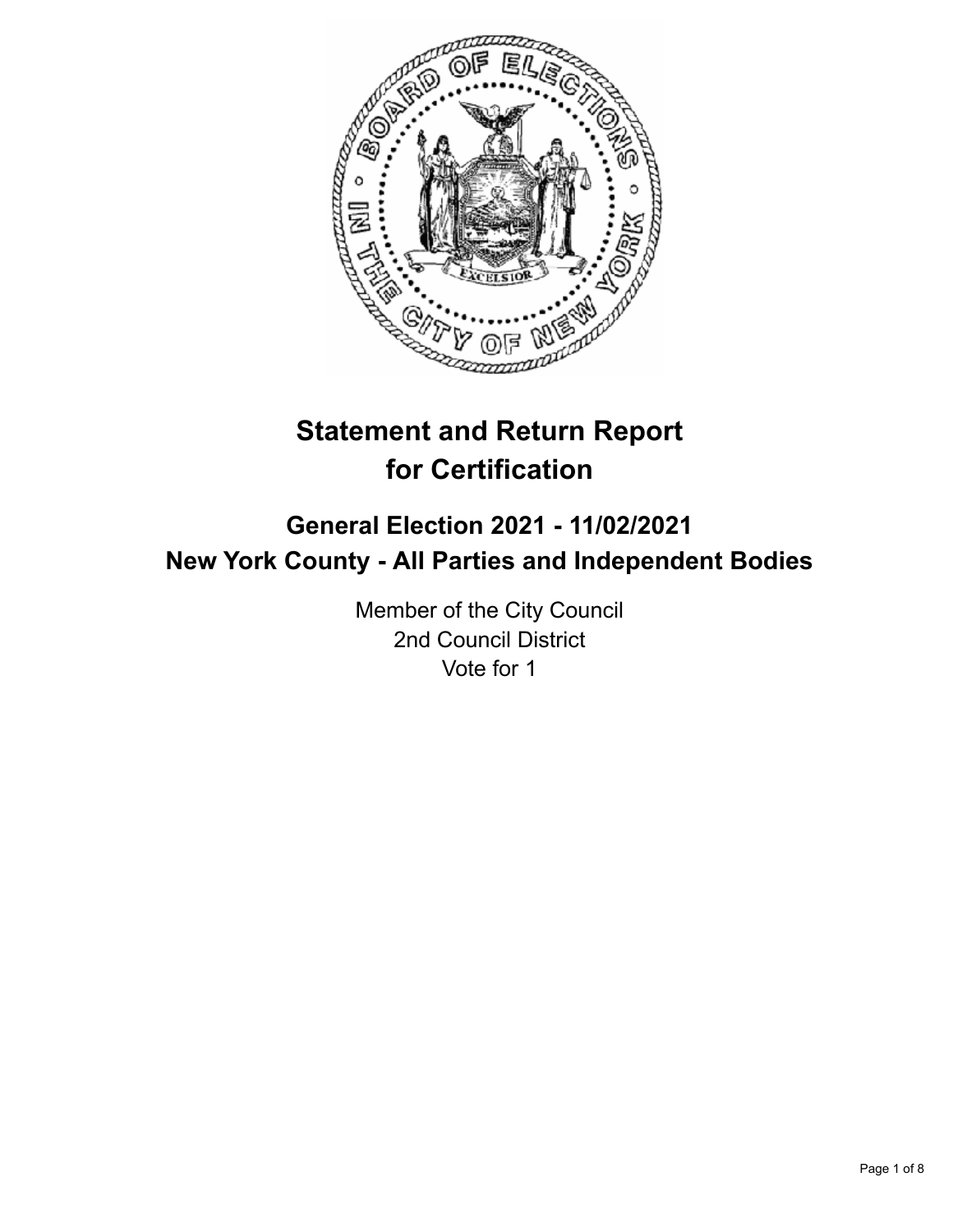# Statement and Return Report for Certification

## General Election 2021 - 11/02/2021
## New York County - All Parties and Independent Bodies

Member of the City Council
2nd Council District
Vote for 1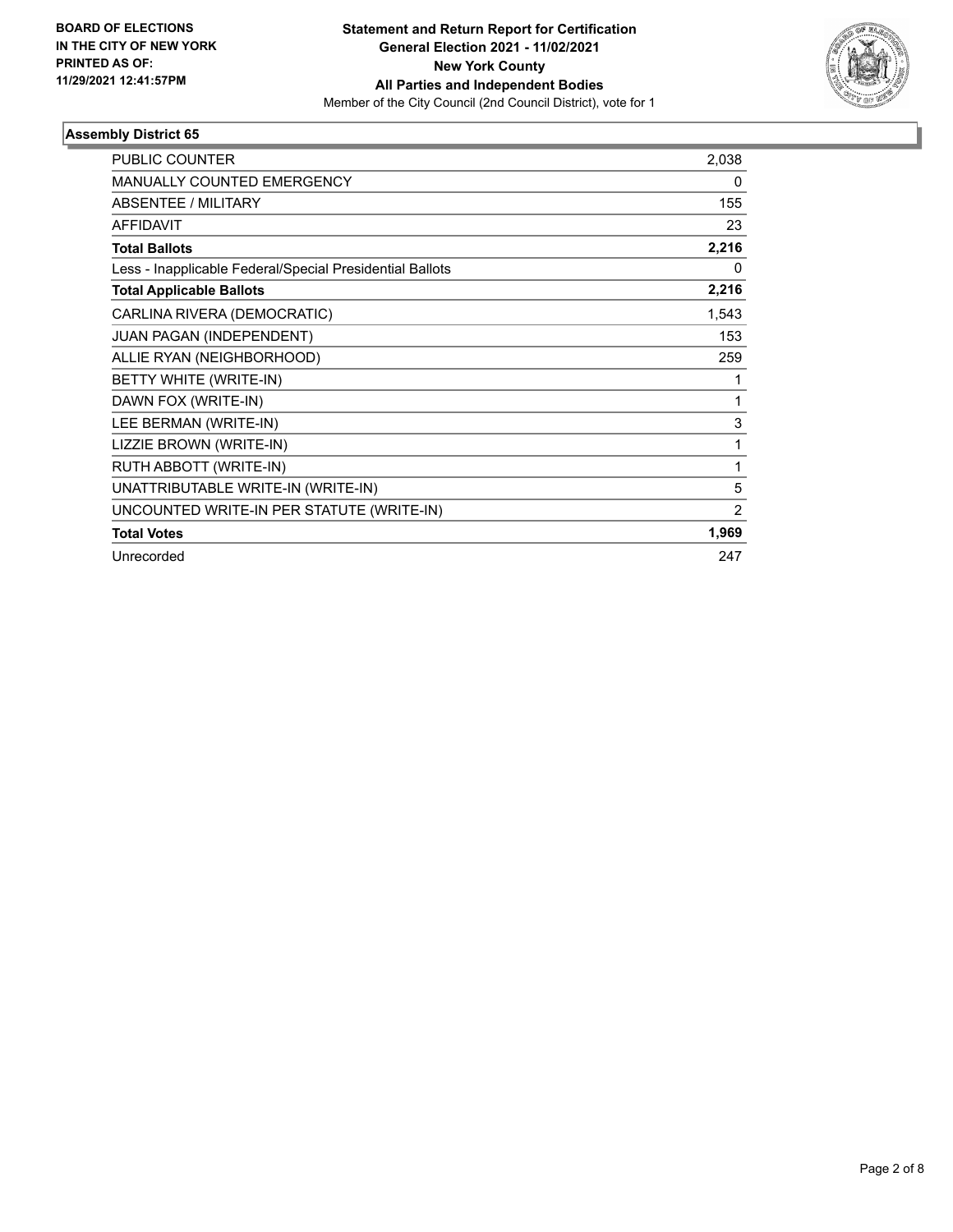**BOARD OF ELECTIONS IN THE CITY OF NEW YORK PRINTED AS OF: 11/29/2021 12:41:57PM**

**Statement and Return Report for Certification**
**General Election 2021 - 11/02/2021**
**New York County**
**All Parties and Independent Bodies**
Member of the City Council (2nd Council District), vote for 1

## Assembly District 65

| | |
|---|---|
| PUBLIC COUNTER | 2,038 |
| MANUALLY COUNTED EMERGENCY | 0 |
| ABSENTEE / MILITARY | 155 |
| AFFIDAVIT | 23 |
| **Total Ballots** | **2,216** |
| Less - Inapplicable Federal/Special Presidential Ballots | 0 |
| **Total Applicable Ballots** | **2,216** |
| CARLINA RIVERA (DEMOCRATIC) | 1,543 |
| JUAN PAGAN (INDEPENDENT) | 153 |
| ALLIE RYAN (NEIGHBORHOOD) | 259 |
| BETTY WHITE (WRITE-IN) | 1 |
| DAWN FOX (WRITE-IN) | 1 |
| LEE BERMAN (WRITE-IN) | 3 |
| LIZZIE BROWN (WRITE-IN) | 1 |
| RUTH ABBOTT (WRITE-IN) | 1 |
| UNATTRIBUTABLE WRITE-IN (WRITE-IN) | 5 |
| UNCOUNTED WRITE-IN PER STATUTE (WRITE-IN) | 2 |
| **Total Votes** | **1,969** |
| Unrecorded | 247 |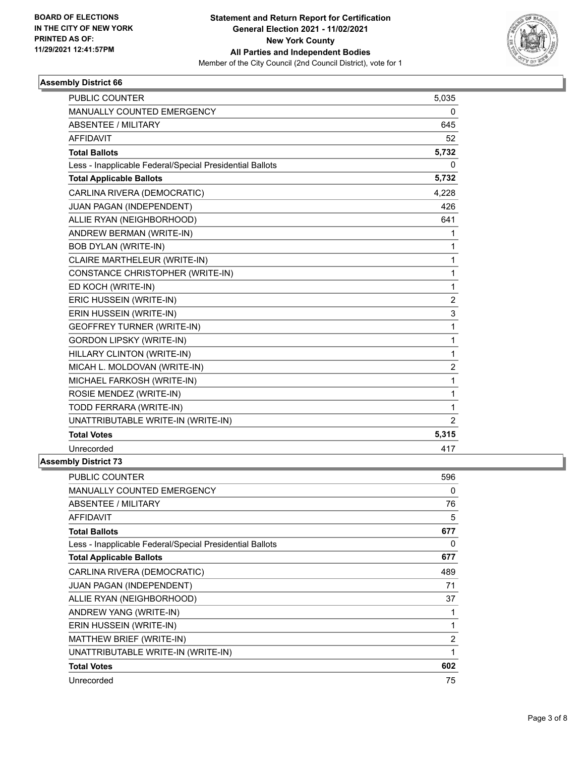**BOARD OF ELECTIONS IN THE CITY OF NEW YORK PRINTED AS OF: 11/29/2021 12:41:57PM**

**Statement and Return Report for Certification General Election 2021 - 11/02/2021 New York County All Parties and Independent Bodies**

Member of the City Council (2nd Council District), vote for 1

## Assembly District 66

| | |
|---|---|
| PUBLIC COUNTER | 5,035 |
| MANUALLY COUNTED EMERGENCY | 0 |
| ABSENTEE / MILITARY | 645 |
| AFFIDAVIT | 52 |
| **Total Ballots** | **5,732** |
| Less - Inapplicable Federal/Special Presidential Ballots | 0 |
| **Total Applicable Ballots** | **5,732** |
| CARLINA RIVERA (DEMOCRATIC) | 4,228 |
| JUAN PAGAN (INDEPENDENT) | 426 |
| ALLIE RYAN (NEIGHBORHOOD) | 641 |
| ANDREW BERMAN (WRITE-IN) | 1 |
| BOB DYLAN (WRITE-IN) | 1 |
| CLAIRE MARTHELEUR (WRITE-IN) | 1 |
| CONSTANCE CHRISTOPHER (WRITE-IN) | 1 |
| ED KOCH (WRITE-IN) | 1 |
| ERIC HUSSEIN (WRITE-IN) | 2 |
| ERIN HUSSEIN (WRITE-IN) | 3 |
| GEOFFREY TURNER (WRITE-IN) | 1 |
| GORDON LIPSKY (WRITE-IN) | 1 |
| HILLARY CLINTON (WRITE-IN) | 1 |
| MICAH L. MOLDOVAN (WRITE-IN) | 2 |
| MICHAEL FARKOSH (WRITE-IN) | 1 |
| ROSIE MENDEZ (WRITE-IN) | 1 |
| TODD FERRARA (WRITE-IN) | 1 |
| UNATTRIBUTABLE WRITE-IN (WRITE-IN) | 2 |
| **Total Votes** | **5,315** |
| Unrecorded | 417 |

## Assembly District 73

| | |
|---|---|
| PUBLIC COUNTER | 596 |
| MANUALLY COUNTED EMERGENCY | 0 |
| ABSENTEE / MILITARY | 76 |
| AFFIDAVIT | 5 |
| **Total Ballots** | **677** |
| Less - Inapplicable Federal/Special Presidential Ballots | 0 |
| **Total Applicable Ballots** | **677** |
| CARLINA RIVERA (DEMOCRATIC) | 489 |
| JUAN PAGAN (INDEPENDENT) | 71 |
| ALLIE RYAN (NEIGHBORHOOD) | 37 |
| ANDREW YANG (WRITE-IN) | 1 |
| ERIN HUSSEIN (WRITE-IN) | 1 |
| MATTHEW BRIEF (WRITE-IN) | 2 |
| UNATTRIBUTABLE WRITE-IN (WRITE-IN) | 1 |
| **Total Votes** | **602** |
| Unrecorded | 75 |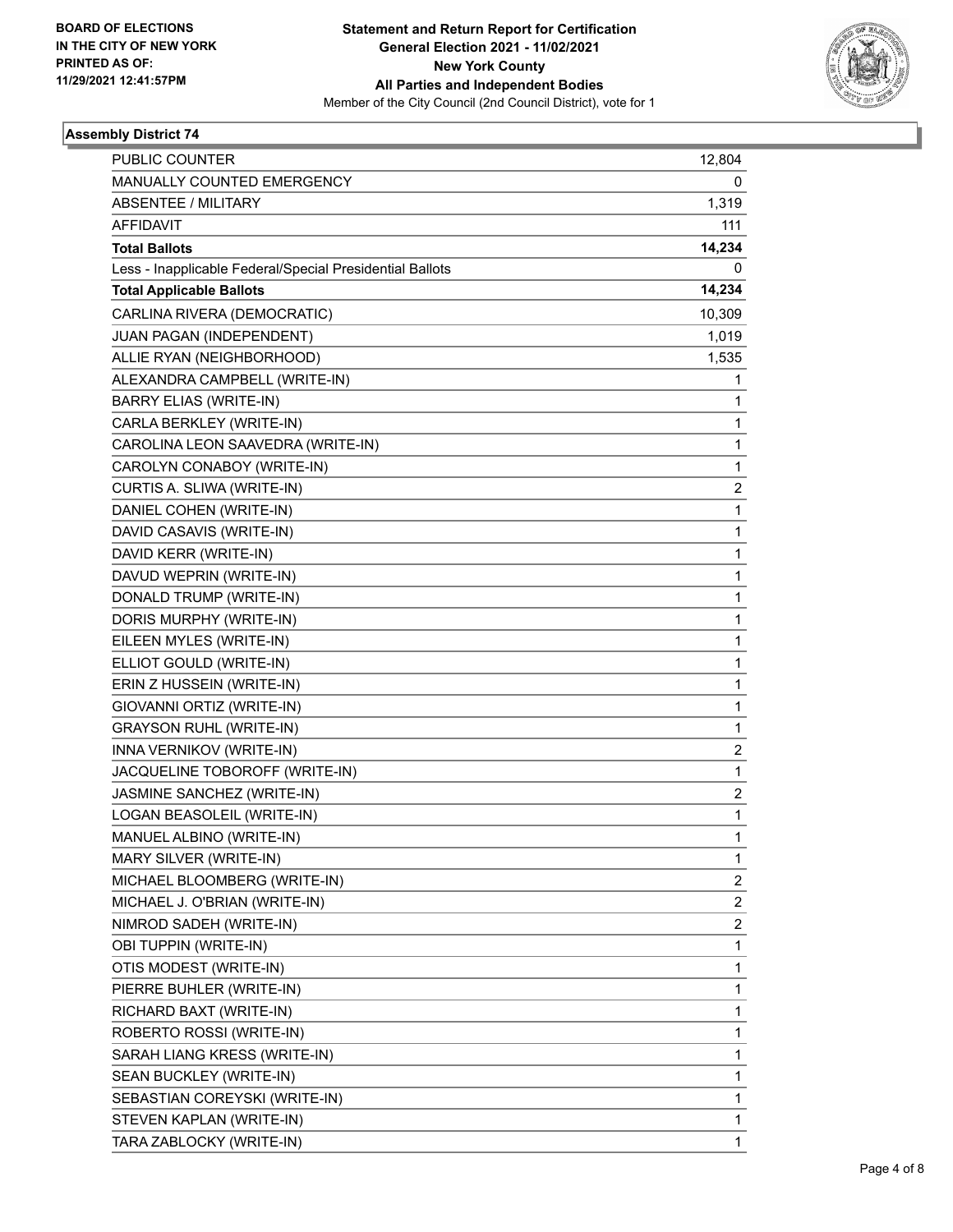**BOARD OF ELECTIONS IN THE CITY OF NEW YORK PRINTED AS OF: 11/29/2021 12:41:57PM**

**Statement and Return Report for Certification**
**General Election 2021 - 11/02/2021**
**New York County**
**All Parties and Independent Bodies**
Member of the City Council (2nd Council District), vote for 1

## Assembly District 74

| | |
|---|---|
| PUBLIC COUNTER | 12,804 |
| MANUALLY COUNTED EMERGENCY | 0 |
| ABSENTEE / MILITARY | 1,319 |
| AFFIDAVIT | 111 |
| **Total Ballots** | **14,234** |
| Less - Inapplicable Federal/Special Presidential Ballots | 0 |
| **Total Applicable Ballots** | **14,234** |
| CARLINA RIVERA (DEMOCRATIC) | 10,309 |
| JUAN PAGAN (INDEPENDENT) | 1,019 |
| ALLIE RYAN (NEIGHBORHOOD) | 1,535 |
| ALEXANDRA CAMPBELL (WRITE-IN) | 1 |
| BARRY ELIAS (WRITE-IN) | 1 |
| CARLA BERKLEY (WRITE-IN) | 1 |
| CAROLINA LEON SAAVEDRA (WRITE-IN) | 1 |
| CAROLYN CONABOY (WRITE-IN) | 1 |
| CURTIS A. SLIWA (WRITE-IN) | 2 |
| DANIEL COHEN (WRITE-IN) | 1 |
| DAVID CASAVIS (WRITE-IN) | 1 |
| DAVID KERR (WRITE-IN) | 1 |
| DAVUD WEPRIN (WRITE-IN) | 1 |
| DONALD TRUMP (WRITE-IN) | 1 |
| DORIS MURPHY (WRITE-IN) | 1 |
| EILEEN MYLES (WRITE-IN) | 1 |
| ELLIOT GOULD (WRITE-IN) | 1 |
| ERIN Z HUSSEIN (WRITE-IN) | 1 |
| GIOVANNI ORTIZ (WRITE-IN) | 1 |
| GRAYSON RUHL (WRITE-IN) | 1 |
| INNA VERNIKOV (WRITE-IN) | 2 |
| JACQUELINE TOBOROFF (WRITE-IN) | 1 |
| JASMINE SANCHEZ (WRITE-IN) | 2 |
| LOGAN BEASOLEIL (WRITE-IN) | 1 |
| MANUEL ALBINO (WRITE-IN) | 1 |
| MARY SILVER (WRITE-IN) | 1 |
| MICHAEL BLOOMBERG (WRITE-IN) | 2 |
| MICHAEL J. O'BRIAN (WRITE-IN) | 2 |
| NIMROD SADEH (WRITE-IN) | 2 |
| OBI TUPPIN (WRITE-IN) | 1 |
| OTIS MODEST (WRITE-IN) | 1 |
| PIERRE BUHLER (WRITE-IN) | 1 |
| RICHARD BAXT (WRITE-IN) | 1 |
| ROBERTO ROSSI (WRITE-IN) | 1 |
| SARAH LIANG KRESS (WRITE-IN) | 1 |
| SEAN BUCKLEY (WRITE-IN) | 1 |
| SEBASTIAN COREYSKI (WRITE-IN) | 1 |
| STEVEN KAPLAN (WRITE-IN) | 1 |
| TARA ZABLOCKY (WRITE-IN) | 1 |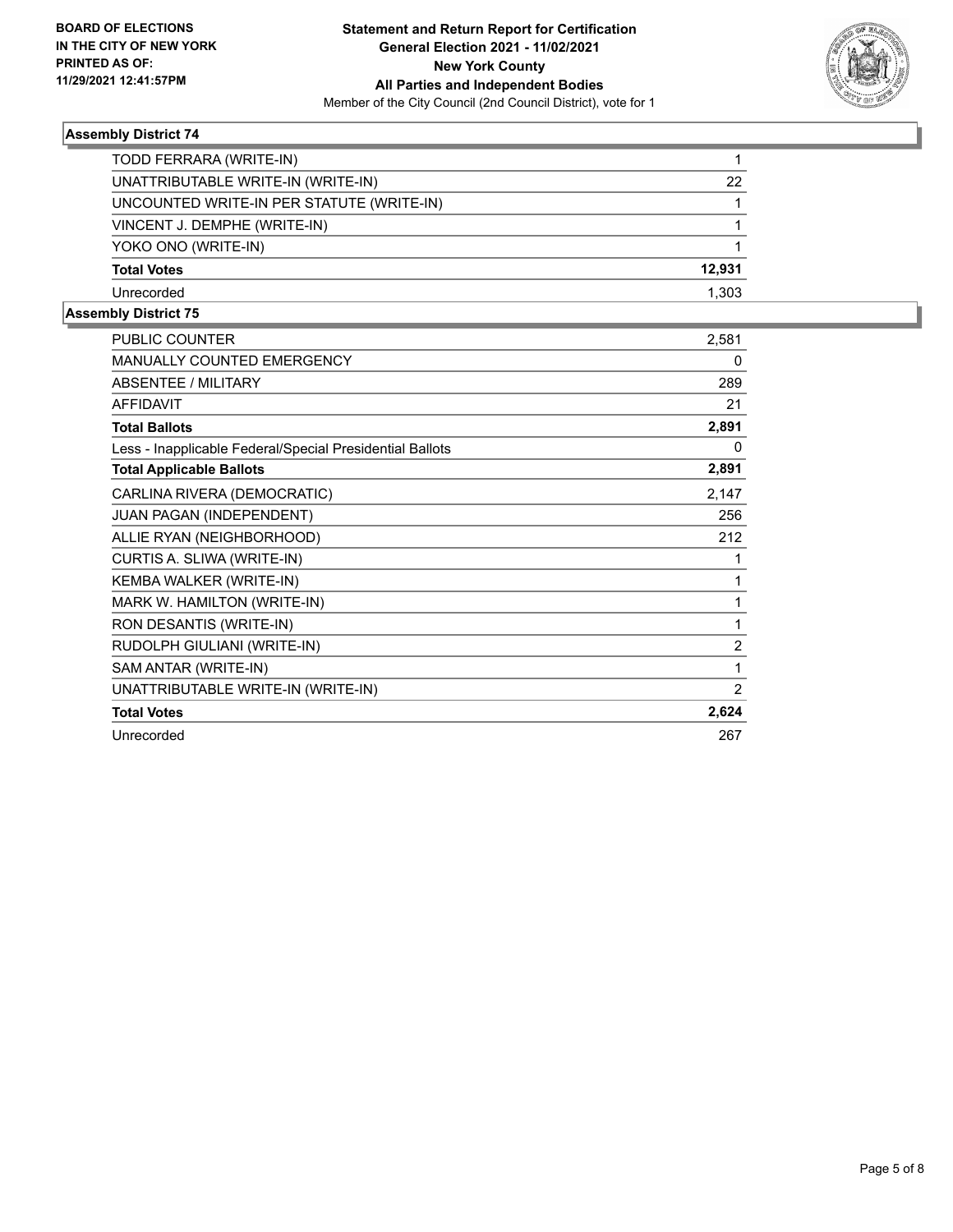### Assembly District 74

| | |
|---|---|
| TODD FERRARA (WRITE-IN) | 1 |
| UNATTRIBUTABLE WRITE-IN (WRITE-IN) | 22 |
| UNCOUNTED WRITE-IN PER STATUTE (WRITE-IN) | 1 |
| VINCENT J. DEMPHE (WRITE-IN) | 1 |
| YOKO ONO (WRITE-IN) | 1 |
| **Total Votes** | **12,931** |
| Unrecorded | 1,303 |

### Assembly District 75

| | |
|---|---|
| PUBLIC COUNTER | 2,581 |
| MANUALLY COUNTED EMERGENCY | 0 |
| ABSENTEE / MILITARY | 289 |
| AFFIDAVIT | 21 |
| **Total Ballots** | **2,891** |
| Less - Inapplicable Federal/Special Presidential Ballots | 0 |
| **Total Applicable Ballots** | **2,891** |
| CARLINA RIVERA (DEMOCRATIC) | 2,147 |
| JUAN PAGAN (INDEPENDENT) | 256 |
| ALLIE RYAN (NEIGHBORHOOD) | 212 |
| CURTIS A. SLIWA (WRITE-IN) | 1 |
| KEMBA WALKER (WRITE-IN) | 1 |
| MARK W. HAMILTON (WRITE-IN) | 1 |
| RON DESANTIS (WRITE-IN) | 1 |
| RUDOLPH GIULIANI (WRITE-IN) | 2 |
| SAM ANTAR (WRITE-IN) | 1 |
| UNATTRIBUTABLE WRITE-IN (WRITE-IN) | 2 |
| **Total Votes** | **2,624** |
| Unrecorded | 267 |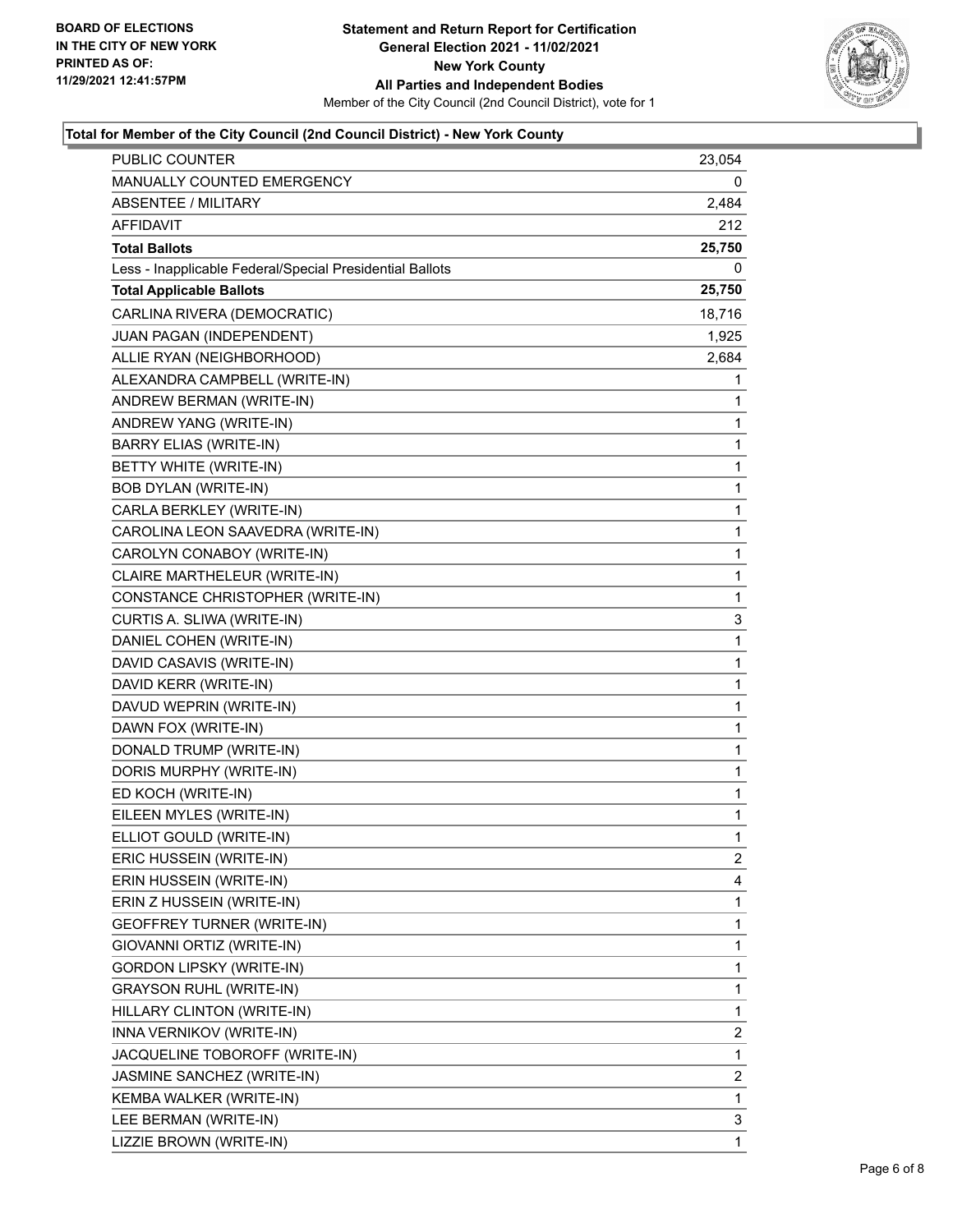**Statement and Return Report for Certification**
**General Election 2021 - 11/02/2021**
**New York County**
**All Parties and Independent Bodies**
Member of the City Council (2nd Council District), vote for 1

BOARD OF ELECTIONS
IN THE CITY OF NEW YORK
PRINTED AS OF:
11/29/2021 12:41:57PM

### Total for Member of the City Council (2nd Council District) - New York County

| | |
|---|---|
| PUBLIC COUNTER | 23,054 |
| MANUALLY COUNTED EMERGENCY | 0 |
| ABSENTEE / MILITARY | 2,484 |
| AFFIDAVIT | 212 |
| **Total Ballots** | **25,750** |
| Less - Inapplicable Federal/Special Presidential Ballots | 0 |
| **Total Applicable Ballots** | **25,750** |
| CARLINA RIVERA (DEMOCRATIC) | 18,716 |
| JUAN PAGAN (INDEPENDENT) | 1,925 |
| ALLIE RYAN (NEIGHBORHOOD) | 2,684 |
| ALEXANDRA CAMPBELL (WRITE-IN) | 1 |
| ANDREW BERMAN (WRITE-IN) | 1 |
| ANDREW YANG (WRITE-IN) | 1 |
| BARRY ELIAS (WRITE-IN) | 1 |
| BETTY WHITE (WRITE-IN) | 1 |
| BOB DYLAN (WRITE-IN) | 1 |
| CARLA BERKLEY (WRITE-IN) | 1 |
| CAROLINA LEON SAAVEDRA (WRITE-IN) | 1 |
| CAROLYN CONABOY (WRITE-IN) | 1 |
| CLAIRE MARTHELEUR (WRITE-IN) | 1 |
| CONSTANCE CHRISTOPHER (WRITE-IN) | 1 |
| CURTIS A. SLIWA (WRITE-IN) | 3 |
| DANIEL COHEN (WRITE-IN) | 1 |
| DAVID CASAVIS (WRITE-IN) | 1 |
| DAVID KERR (WRITE-IN) | 1 |
| DAVUD WEPRIN (WRITE-IN) | 1 |
| DAWN FOX (WRITE-IN) | 1 |
| DONALD TRUMP (WRITE-IN) | 1 |
| DORIS MURPHY (WRITE-IN) | 1 |
| ED KOCH (WRITE-IN) | 1 |
| EILEEN MYLES (WRITE-IN) | 1 |
| ELLIOT GOULD (WRITE-IN) | 1 |
| ERIC HUSSEIN (WRITE-IN) | 2 |
| ERIN HUSSEIN (WRITE-IN) | 4 |
| ERIN Z HUSSEIN (WRITE-IN) | 1 |
| GEOFFREY TURNER (WRITE-IN) | 1 |
| GIOVANNI ORTIZ (WRITE-IN) | 1 |
| GORDON LIPSKY (WRITE-IN) | 1 |
| GRAYSON RUHL (WRITE-IN) | 1 |
| HILLARY CLINTON (WRITE-IN) | 1 |
| INNA VERNIKOV (WRITE-IN) | 2 |
| JACQUELINE TOBOROFF (WRITE-IN) | 1 |
| JASMINE SANCHEZ (WRITE-IN) | 2 |
| KEMBA WALKER (WRITE-IN) | 1 |
| LEE BERMAN (WRITE-IN) | 3 |
| LIZZIE BROWN (WRITE-IN) | 1 |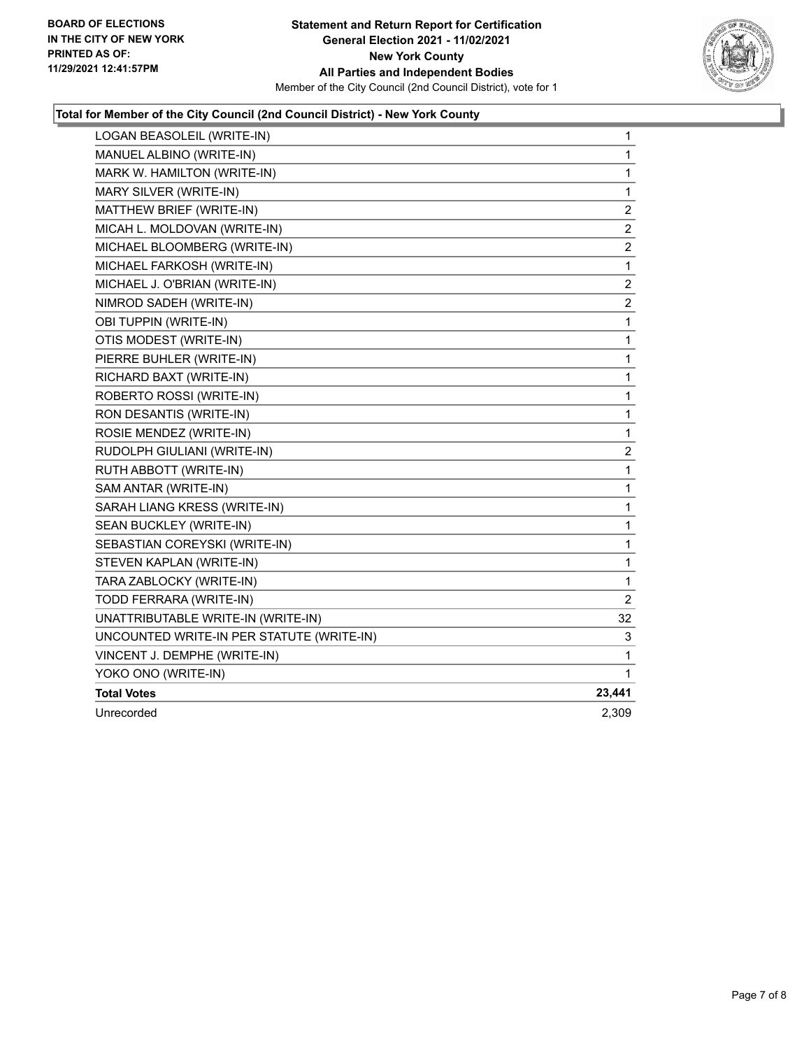BOARD OF ELECTIONS
IN THE CITY OF NEW YORK
PRINTED AS OF:
11/29/2021 12:41:57PM

**Statement and Return Report for Certification**
**General Election 2021 - 11/02/2021**
**New York County**
**All Parties and Independent Bodies**
Member of the City Council (2nd Council District), vote for 1

### Total for Member of the City Council (2nd Council District) - New York County

| | |
|---|---|
| LOGAN BEASOLEIL (WRITE-IN) | 1 |
| MANUEL ALBINO (WRITE-IN) | 1 |
| MARK W. HAMILTON (WRITE-IN) | 1 |
| MARY SILVER (WRITE-IN) | 1 |
| MATTHEW BRIEF (WRITE-IN) | 2 |
| MICAH L. MOLDOVAN (WRITE-IN) | 2 |
| MICHAEL BLOOMBERG (WRITE-IN) | 2 |
| MICHAEL FARKOSH (WRITE-IN) | 1 |
| MICHAEL J. O'BRIAN (WRITE-IN) | 2 |
| NIMROD SADEH (WRITE-IN) | 2 |
| OBI TUPPIN (WRITE-IN) | 1 |
| OTIS MODEST (WRITE-IN) | 1 |
| PIERRE BUHLER (WRITE-IN) | 1 |
| RICHARD BAXT (WRITE-IN) | 1 |
| ROBERTO ROSSI (WRITE-IN) | 1 |
| RON DESANTIS (WRITE-IN) | 1 |
| ROSIE MENDEZ (WRITE-IN) | 1 |
| RUDOLPH GIULIANI (WRITE-IN) | 2 |
| RUTH ABBOTT (WRITE-IN) | 1 |
| SAM ANTAR (WRITE-IN) | 1 |
| SARAH LIANG KRESS (WRITE-IN) | 1 |
| SEAN BUCKLEY (WRITE-IN) | 1 |
| SEBASTIAN COREYSKI (WRITE-IN) | 1 |
| STEVEN KAPLAN (WRITE-IN) | 1 |
| TARA ZABLOCKY (WRITE-IN) | 1 |
| TODD FERRARA (WRITE-IN) | 2 |
| UNATTRIBUTABLE WRITE-IN (WRITE-IN) | 32 |
| UNCOUNTED WRITE-IN PER STATUTE (WRITE-IN) | 3 |
| VINCENT J. DEMPHE (WRITE-IN) | 1 |
| YOKO ONO (WRITE-IN) | 1 |
| **Total Votes** | **23,441** |
| Unrecorded | 2,309 |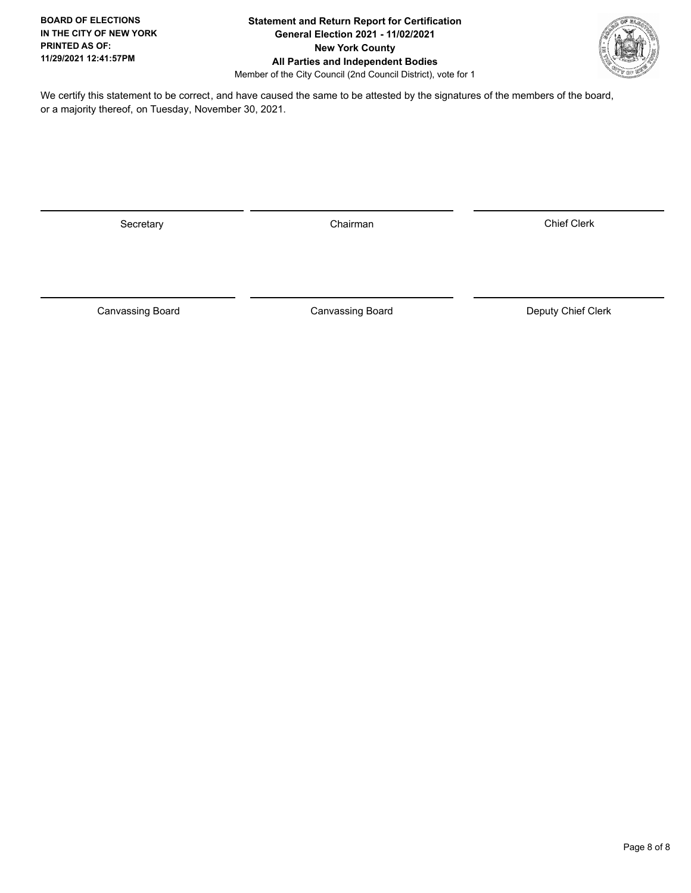We certify this statement to be correct, and have caused the same to be attested by the signatures of the members of the board, or a majority thereof, on Tuesday, November 30, 2021.

| | | |
|---|---|---|
| Secretary | Chairman | Chief Clerk |
| Canvassing Board | Canvassing Board | Deputy Chief Clerk |